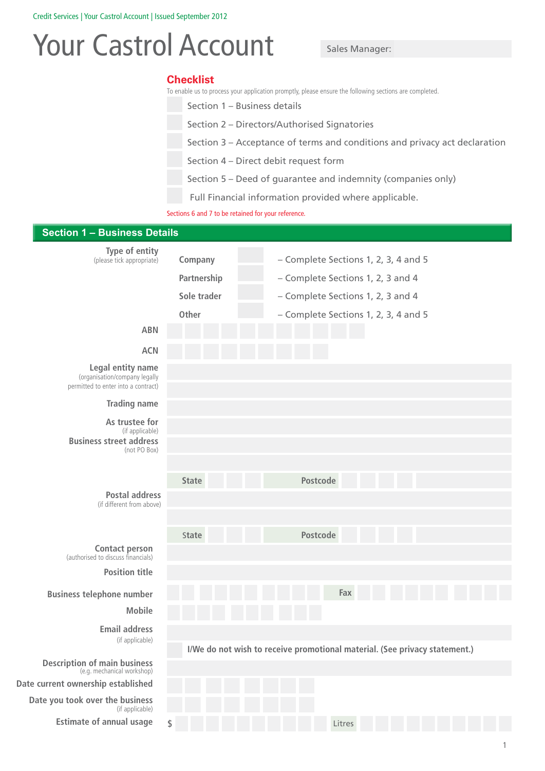Credit Services | Your Castrol Account | Issued September 2012

# Your Castrol Account

Sales Manager:

## Checklist

To enable us to process your application promptly, please ensure the following sections are completed.

- ☐ Section 1 – Business details
- ☐ Section 2 – Directors/Authorised Signatories
- ☐ Section 3 – Acceptance of terms and conditions and privacy act declaration
- ☐ Section 4 – Direct debit request form
- ☐ Section 5 – Deed of guarantee and indemnity (companies only)
- ☐ Full Financial information provided where applicable.

Sections 6 and 7 to be retained for your reference.

## Section 1 – Business Details

**Type of entity** (please tick appropriate)

| | | |
|---|---|---|
| Company | ☐ | – Complete Sections 1, 2, 3, 4 and 5 |
| Partnership | ☐ | – Complete Sections 1, 2, 3 and 4 |
| Sole trader | ☐ | – Complete Sections 1, 2, 3 and 4 |
| Other | ☐ | – Complete Sections 1, 2, 3, 4 and 5 |

**ABN**

**ACN**

**Legal entity name** (organisation/company legally permitted to enter into a contract)

**Trading name**

**As trustee for** (if applicable)

**Business street address** (not PO Box)

State Postcode

**Postal address** (if different from above)

State Postcode

**Contact person** (authorised to discuss financials)

**Position title**

**Business telephone number** Fax

**Mobile**

**Email address** (if applicable)

☐ I/We do not wish to receive promotional material. (See privacy statement.)

**Description of main business** (e.g. mechanical workshop)

**Date current ownership established**

**Date you took over the business** (if applicable)

**Estimate of annual usage** $ Litres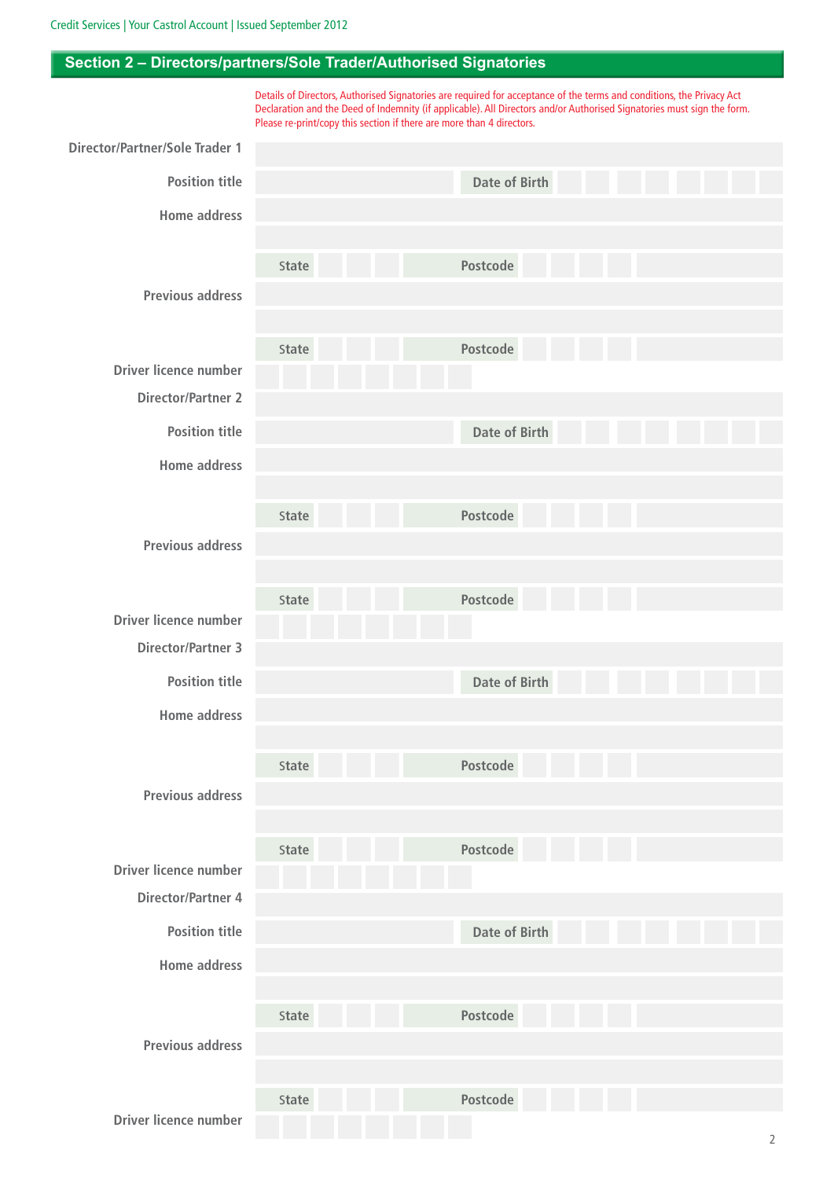## Section 2 – Directors/partners/Sole Trader/Authorised Signatories

Details of Directors, Authorised Signatories are required for acceptance of the terms and conditions, the Privacy Act Declaration and the Deed of Indemnity (if applicable). All Directors and/or Authorised Signatories must sign the form. Please re-print/copy this section if there are more than 4 directors.

**Director/Partner/Sole Trader 1**

**Position title** &nbsp;&nbsp;&nbsp; **Date of Birth**

**Home address**

**State** &nbsp;&nbsp;&nbsp; **Postcode**

**Previous address**

**State** &nbsp;&nbsp;&nbsp; **Postcode**

**Driver licence number**

**Director/Partner 2**

**Position title** &nbsp;&nbsp;&nbsp; **Date of Birth**

**Home address**

**State** &nbsp;&nbsp;&nbsp; **Postcode**

**Previous address**

**State** &nbsp;&nbsp;&nbsp; **Postcode**

**Driver licence number**

**Director/Partner 3**

**Position title** &nbsp;&nbsp;&nbsp; **Date of Birth**

**Home address**

**State** &nbsp;&nbsp;&nbsp; **Postcode**

**Previous address**

**State** &nbsp;&nbsp;&nbsp; **Postcode**

**Driver licence number**

**Director/Partner 4**

**Position title** &nbsp;&nbsp;&nbsp; **Date of Birth**

**Home address**

**State** &nbsp;&nbsp;&nbsp; **Postcode**

**Previous address**

**State** &nbsp;&nbsp;&nbsp; **Postcode**

**Driver licence number**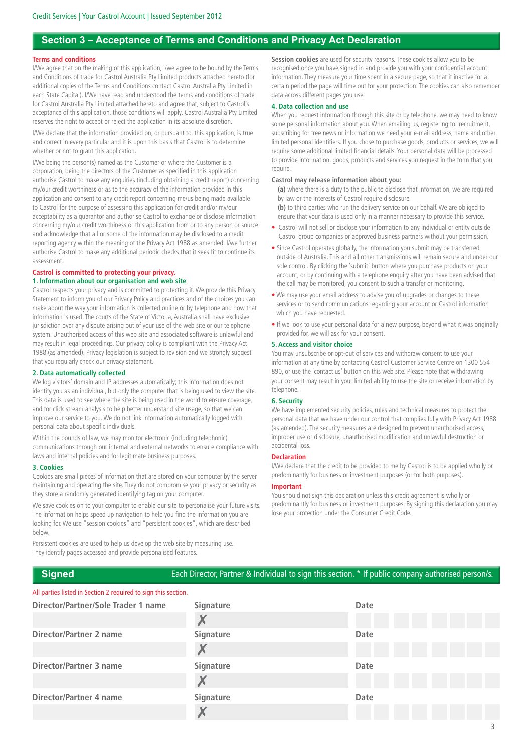## Section 3 – Acceptance of Terms and Conditions and Privacy Act Declaration

### Terms and conditions

I/We agree that on the making of this application, I/we agree to be bound by the Terms and Conditions of trade for Castrol Australia Pty Limited products attached hereto (for additional copies of the Terms and Conditions contact Castrol Australia Pty Limited in each State Capital). I/We have read and understood the terms and conditions of trade for Castrol Australia Pty Limited attached hereto and agree that, subject to Castrol's acceptance of this application, those conditions will apply. Castrol Australia Pty Limited reserves the right to accept or reject the application in its absolute discretion.

I/We declare that the information provided on, or pursuant to, this application, is true and correct in every particular and it is upon this basis that Castrol is to determine whether or not to grant this application.

I/We being the person(s) named as the Customer or where the Customer is a corporation, being the directors of the Customer as specified in this application authorise Castrol to make any enquiries (including obtaining a credit report) concerning my/our credit worthiness or as to the accuracy of the information provided in this application and consent to any credit report concerning me/us being made available to Castrol for the purpose of assessing this application for credit and/or my/our acceptability as a guarantor and authorise Castrol to exchange or disclose information concerning my/our credit worthiness or this application from or to any person or source and acknowledge that all or some of the information may be disclosed to a credit reporting agency within the meaning of the Privacy Act 1988 as amended. I/we further authorise Castrol to make any additional periodic checks that it sees fit to continue its assessment.

### Castrol is committed to protecting your privacy.

#### 1. Information about our organisation and web site

Castrol respects your privacy and is committed to protecting it. We provide this Privacy Statement to inform you of our Privacy Policy and practices and of the choices you can make about the way your information is collected online or by telephone and how that information is used. The courts of the State of Victoria, Australia shall have exclusive jurisdiction over any dispute arising out of your use of the web site or our telephone system. Unauthorised access of this web site and associated software is unlawful and may result in legal proceedings. Our privacy policy is compliant with the Privacy Act 1988 (as amended). Privacy legislation is subject to revision and we strongly suggest that you regularly check our privacy statement.

#### 2. Data automatically collected

We log visitors' domain and IP addresses automatically; this information does not identify you as an individual, but only the computer that is being used to view the site. This data is used to see where the site is being used in the world to ensure coverage, and for click stream analysis to help better understand site usage, so that we can improve our service to you. We do not link information automatically logged with personal data about specific individuals.

Within the bounds of law, we may monitor electronic (including telephonic) communications through our internal and external networks to ensure compliance with laws and internal policies and for legitimate business purposes.

#### 3. Cookies

Cookies are small pieces of information that are stored on your computer by the server maintaining and operating the site. They do not compromise your privacy or security as they store a randomly generated identifying tag on your computer.

We save cookies on to your computer to enable our site to personalise your future visits. The information helps speed up navigation to help you find the information you are looking for. We use "session cookies" and "persistent cookies", which are described below.

Persistent cookies are used to help us develop the web site by measuring use. They identify pages accessed and provide personalised features.

**Session cookies** are used for security reasons. These cookies allow you to be recognised once you have signed in and provide you with your confidential account information. They measure your time spent in a secure page, so that if inactive for a certain period the page will time out for your protection. The cookies can also remember data across different pages you use.

#### 4. Data collection and use

When you request information through this site or by telephone, we may need to know some personal information about you. When emailing us, registering for recruitment, subscribing for free news or information we need your e-mail address, name and other limited personal identifiers. If you chose to purchase goods, products or services, we will require some additional limited financial details. Your personal data will be processed to provide information, goods, products and services you request in the form that you require.

**Castrol may release information about you:**

**(a)** where there is a duty to the public to disclose that information, we are required by law or the interests of Castrol require disclosure.

**(b)** to third parties who run the delivery service on our behalf. We are obliged to ensure that your data is used only in a manner necessary to provide this service.

- Castrol will not sell or disclose your information to any individual or entity outside Castrol group companies or approved business partners without your permission.
- Since Castrol operates globally, the information you submit may be transferred outside of Australia. This and all other transmissions will remain secure and under our sole control. By clicking the 'submit' button where you purchase products on your account, or by continuing with a telephone enquiry after you have been advised that the call may be monitored, you consent to such a transfer or monitoring.
- We may use your email address to advise you of upgrades or changes to these services or to send communications regarding your account or Castrol information which you have requested.
- If we look to use your personal data for a new purpose, beyond what it was originally provided for, we will ask for your consent.

#### 5. Access and visitor choice

You may unsubscribe or opt-out of services and withdraw consent to use your information at any time by contacting Castrol Customer Service Centre on 1300 554 890, or use the 'contact us' button on this web site. Please note that withdrawing your consent may result in your limited ability to use the site or receive information by telephone.

#### 6. Security

We have implemented security policies, rules and technical measures to protect the personal data that we have under our control that complies fully with Privacy Act 1988 (as amended). The security measures are designed to prevent unauthorised access, improper use or disclosure, unauthorised modification and unlawful destruction or accidental loss.

### Declaration

I/We declare that the credit to be provided to me by Castrol is to be applied wholly or predominantly for business or investment purposes (or for both purposes).

### Important

You should not sign this declaration unless this credit agreement is wholly or predominantly for business or investment purposes. By signing this declaration you may lose your protection under the Consumer Credit Code.

## Signed

Each Director, Partner & Individual to sign this section. * If public company authorised person/s.

All parties listed in Section 2 required to sign this section.

| Name | Signature | Date |
|---|---|---|
| Director/Partner/Sole Trader 1 name | ✗ | |
| Director/Partner 2 name | ✗ | |
| Director/Partner 3 name | ✗ | |
| Director/Partner 4 name | ✗ | |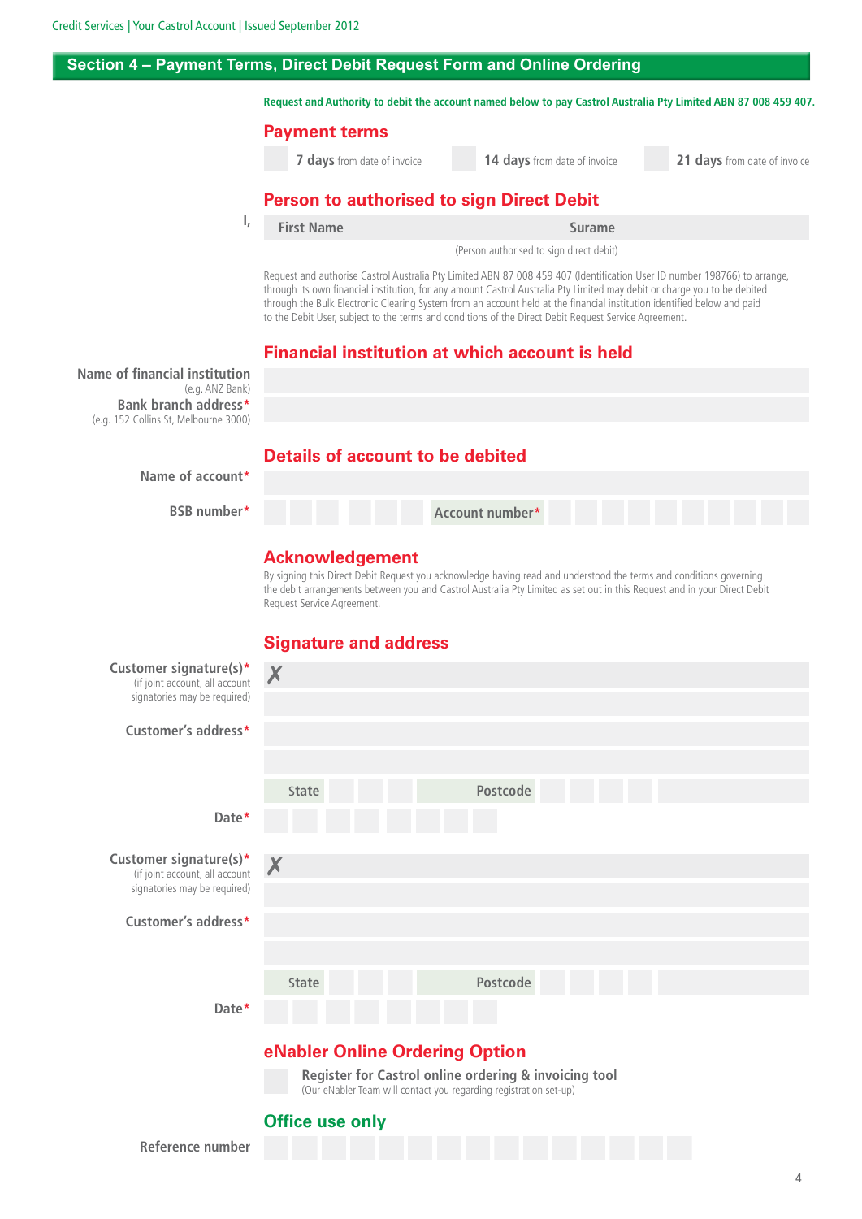## Section 4 – Payment Terms, Direct Debit Request Form and Online Ordering

**Request and Authority to debit the account named below to pay Castrol Australia Pty Limited ABN 87 008 459 407.**

### Payment terms

☐ **7 days** from date of invoice ☐ **14 days** from date of invoice ☐ **21 days** from date of invoice

### Person to authorised to sign Direct Debit

I,

| First Name | Surame |
|---|---|
| | |

(Person authorised to sign direct debit)

Request and authorise Castrol Australia Pty Limited ABN 87 008 459 407 (Identification User ID number 198766) to arrange, through its own financial institution, for any amount Castrol Australia Pty Limited may debit or charge you to be debited through the Bulk Electronic Clearing System from an account held at the financial institution identified below and paid to the Debit User, subject to the terms and conditions of the Direct Debit Request Service Agreement.

### Financial institution at which account is held

**Name of financial institution** (e.g. ANZ Bank)

**Bank branch address*** (e.g. 152 Collins St, Melbourne 3000)

### Details of account to be debited

**Name of account***

**BSB number*** **Account number***

### Acknowledgement

By signing this Direct Debit Request you acknowledge having read and understood the terms and conditions governing the debit arrangements between you and Castrol Australia Pty Limited as set out in this Request and in your Direct Debit Request Service Agreement.

### Signature and address

**Customer signature(s)*** (if joint account, all account signatories may be required) ✗

**Customer's address***

State Postcode

**Date***

**Customer signature(s)*** (if joint account, all account signatories may be required) ✗

**Customer's address***

State Postcode

**Date***

### eNabler Online Ordering Option

☐ **Register for Castrol online ordering & invoicing tool**
(Our eNabler Team will contact you regarding registration set-up)

### Office use only

**Reference number**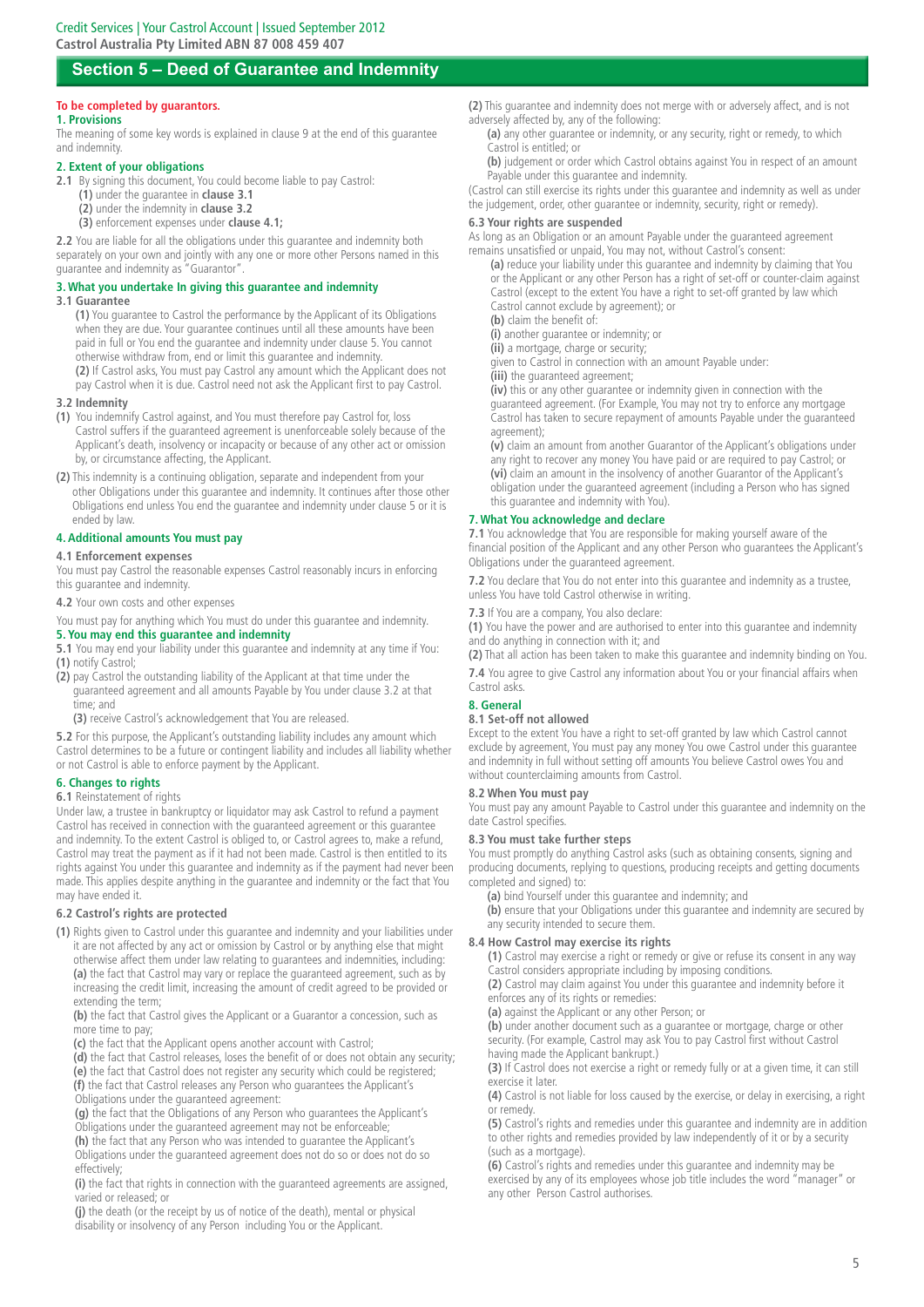## Section 5 – Deed of Guarantee and Indemnity

**To be completed by guarantors.**

### 1. Provisions

The meaning of some key words is explained in clause 9 at the end of this guarantee and indemnity.

### 2. Extent of your obligations

**2.1** By signing this document, You could become liable to pay Castrol:

**(1)** under the guarantee in **clause 3.1**

**(2)** under the indemnity in **clause 3.2**

**(3)** enforcement expenses under **clause 4.1;**

**2.2** You are liable for all the obligations under this guarantee and indemnity both separately on your own and jointly with any one or more other Persons named in this guarantee and indemnity as "Guarantor".

### 3. What you undertake In giving this guarantee and indemnity

#### 3.1 Guarantee

**(1)** You guarantee to Castrol the performance by the Applicant of its Obligations when they are due. Your guarantee continues until all these amounts have been paid in full or You end the guarantee and indemnity under clause 5. You cannot otherwise withdraw from, end or limit this guarantee and indemnity.

**(2)** If Castrol asks, You must pay Castrol any amount which the Applicant does not pay Castrol when it is due. Castrol need not ask the Applicant first to pay Castrol.

#### 3.2 Indemnity

**(1)** You indemnify Castrol against, and You must therefore pay Castrol for, loss Castrol suffers if the guaranteed agreement is unenforceable solely because of the Applicant's death, insolvency or incapacity or because of any other act or omission by, or circumstance affecting, the Applicant.

**(2)** This indemnity is a continuing obligation, separate and independent from your other Obligations under this guarantee and indemnity. It continues after those other Obligations end unless You end the guarantee and indemnity under clause 5 or it is ended by law.

### 4. Additional amounts You must pay

#### 4.1 Enforcement expenses

You must pay Castrol the reasonable expenses Castrol reasonably incurs in enforcing this guarantee and indemnity.

**4.2** Your own costs and other expenses

You must pay for anything which You must do under this guarantee and indemnity.

### 5. You may end this guarantee and indemnity

**5.1** You may end your liability under this guarantee and indemnity at any time if You:

**(1)** notify Castrol;

**(2)** pay Castrol the outstanding liability of the Applicant at that time under the guaranteed agreement and all amounts Payable by You under clause 3.2 at that time; and

**(3)** receive Castrol's acknowledgement that You are released.

**5.2** For this purpose, the Applicant's outstanding liability includes any amount which Castrol determines to be a future or contingent liability and includes all liability whether or not Castrol is able to enforce payment by the Applicant.

### 6. Changes to rights

**6.1** Reinstatement of rights

Under law, a trustee in bankruptcy or liquidator may ask Castrol to refund a payment Castrol has received in connection with the guaranteed agreement or this guarantee and indemnity. To the extent Castrol is obliged to, or Castrol agrees to, make a refund, Castrol may treat the payment as if it had not been made. Castrol is then entitled to its rights against You under this guarantee and indemnity as if the payment had never been made. This applies despite anything in the guarantee and indemnity or the fact that You may have ended it.

#### 6.2 Castrol's rights are protected

**(1)** Rights given to Castrol under this guarantee and indemnity and your liabilities under it are not affected by any act or omission by Castrol or by anything else that might otherwise affect them under law relating to guarantees and indemnities, including:

**(a)** the fact that Castrol may vary or replace the guaranteed agreement, such as by increasing the credit limit, increasing the amount of credit agreed to be provided or extending the term;

**(b)** the fact that Castrol gives the Applicant or a Guarantor a concession, such as more time to pay;

**(c)** the fact that the Applicant opens another account with Castrol;

**(d)** the fact that Castrol releases, loses the benefit of or does not obtain any security;

**(e)** the fact that Castrol does not register any security which could be registered;

**(f)** the fact that Castrol releases any Person who guarantees the Applicant's Obligations under the guaranteed agreement:

**(g)** the fact that the Obligations of any Person who guarantees the Applicant's Obligations under the guaranteed agreement may not be enforceable;

**(h)** the fact that any Person who was intended to guarantee the Applicant's Obligations under the guaranteed agreement does not do so or does not do so effectively;

**(i)** the fact that rights in connection with the guaranteed agreements are assigned, varied or released; or

**(j)** the death (or the receipt by us of notice of the death), mental or physical disability or insolvency of any Person including You or the Applicant.

**(2)** This guarantee and indemnity does not merge with or adversely affect, and is not adversely affected by, any of the following:

**(a)** any other guarantee or indemnity, or any security, right or remedy, to which Castrol is entitled; or

**(b)** judgement or order which Castrol obtains against You in respect of an amount Payable under this guarantee and indemnity.

(Castrol can still exercise its rights under this guarantee and indemnity as well as under the judgement, order, other guarantee or indemnity, security, right or remedy).

#### 6.3 Your rights are suspended

As long as an Obligation or an amount Payable under the guaranteed agreement remains unsatisfied or unpaid, You may not, without Castrol's consent:

**(a)** reduce your liability under this guarantee and indemnity by claiming that You or the Applicant or any other Person has a right of set-off or counter-claim against Castrol (except to the extent You have a right to set-off granted by law which Castrol cannot exclude by agreement); or

**(b)** claim the benefit of:

**(i)** another guarantee or indemnity; or

**(ii)** a mortgage, charge or security;

given to Castrol in connection with an amount Payable under:

**(iii)** the guaranteed agreement;

**(iv)** this or any other guarantee or indemnity given in connection with the guaranteed agreement. (For Example, You may not try to enforce any mortgage Castrol has taken to secure repayment of amounts Payable under the guaranteed agreement);

**(v)** claim an amount from another Guarantor of the Applicant's obligations under any right to recover any money You have paid or are required to pay Castrol; or

**(vi)** claim an amount in the insolvency of another Guarantor of the Applicant's obligation under the guaranteed agreement (including a Person who has signed this guarantee and indemnity with You).

### 7. What You acknowledge and declare

**7.1** You acknowledge that You are responsible for making yourself aware of the financial position of the Applicant and any other Person who guarantees the Applicant's Obligations under the guaranteed agreement.

**7.2** You declare that You do not enter into this guarantee and indemnity as a trustee, unless You have told Castrol otherwise in writing.

**7.3** If You are a company, You also declare:

**(1)** You have the power and are authorised to enter into this guarantee and indemnity and do anything in connection with it; and

**(2)** That all action has been taken to make this guarantee and indemnity binding on You.

**7.4** You agree to give Castrol any information about You or your financial affairs when Castrol asks.

### 8. General

#### 8.1 Set-off not allowed

Except to the extent You have a right to set-off granted by law which Castrol cannot exclude by agreement, You must pay any money You owe Castrol under this guarantee and indemnity in full without setting off amounts You believe Castrol owes You and without counterclaiming amounts from Castrol.

#### 8.2 When You must pay

You must pay any amount Payable to Castrol under this guarantee and indemnity on the date Castrol specifies.

#### 8.3 You must take further steps

You must promptly do anything Castrol asks (such as obtaining consents, signing and producing documents, replying to questions, producing receipts and getting documents completed and signed) to:

**(a)** bind Yourself under this guarantee and indemnity; and

**(b)** ensure that your Obligations under this guarantee and indemnity are secured by any security intended to secure them.

#### 8.4 How Castrol may exercise its rights

**(1)** Castrol may exercise a right or remedy or give or refuse its consent in any way Castrol considers appropriate including by imposing conditions.

**(2)** Castrol may claim against You under this guarantee and indemnity before it enforces any of its rights or remedies:

**(a)** against the Applicant or any other Person; or

**(b)** under another document such as a guarantee or mortgage, charge or other security. (For example, Castrol may ask You to pay Castrol first without Castrol having made the Applicant bankrupt.)

**(3)** If Castrol does not exercise a right or remedy fully or at a given time, it can still exercise it later.

**(4)** Castrol is not liable for loss caused by the exercise, or delay in exercising, a right or remedy.

**(5)** Castrol's rights and remedies under this guarantee and indemnity are in addition to other rights and remedies provided by law independently of it or by a security (such as a mortgage).

**(6)** Castrol's rights and remedies under this guarantee and indemnity may be exercised by any of its employees whose job title includes the word "manager" or any other Person Castrol authorises.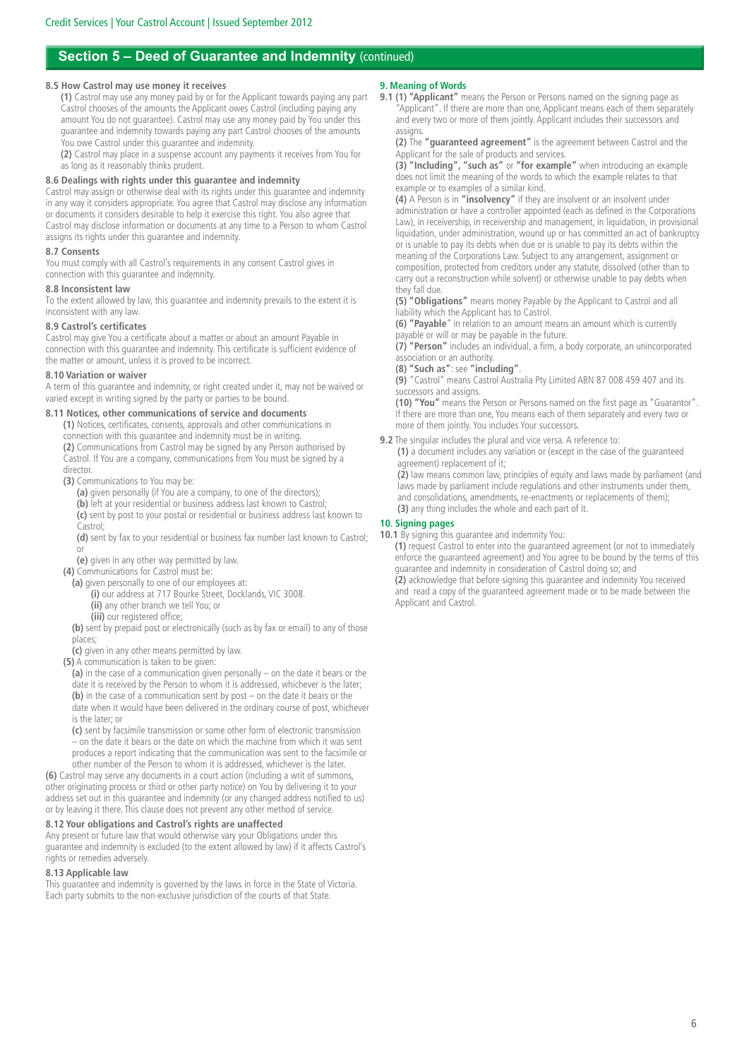## Section 5 – Deed of Guarantee and Indemnity (continued)

### 8.5 How Castrol may use money it receives

**(1)** Castrol may use any money paid by or for the Applicant towards paying any part Castrol chooses of the amounts the Applicant owes Castrol (including paying any amount You do not guarantee). Castrol may use any money paid by You under this guarantee and indemnity towards paying any part Castrol chooses of the amounts You owe Castrol under this guarantee and indemnity.

**(2)** Castrol may place in a suspense account any payments it receives from You for as long as it reasonably thinks prudent.

### 8.6 Dealings with rights under this guarantee and indemnity

Castrol may assign or otherwise deal with its rights under this guarantee and indemnity in any way it considers appropriate. You agree that Castrol may disclose any information or documents it considers desirable to help it exercise this right. You also agree that Castrol may disclose information or documents at any time to a Person to whom Castrol assigns its rights under this guarantee and indemnity.

### 8.7 Consents

You must comply with all Castrol's requirements in any consent Castrol gives in connection with this guarantee and indemnity.

### 8.8 Inconsistent law

To the extent allowed by law, this guarantee and indemnity prevails to the extent it is inconsistent with any law.

### 8.9 Castrol's certificates

Castrol may give You a certificate about a matter or about an amount Payable in connection with this guarantee and indemnity. This certificate is sufficient evidence of the matter or amount, unless it is proved to be incorrect.

### 8.10 Variation or waiver

A term of this guarantee and indemnity, or right created under it, may not be waived or varied except in writing signed by the party or parties to be bound.

### 8.11 Notices, other communications of service and documents

**(1)** Notices, certificates, consents, approvals and other communications in connection with this guarantee and indemnity must be in writing.

**(2)** Communications from Castrol may be signed by any Person authorised by Castrol. If You are a company, communications from You must be signed by a director.

**(3)** Communications to You may be:

- **(a)** given personally (if You are a company, to one of the directors);
- **(b)** left at your residential or business address last known to Castrol;
- **(c)** sent by post to your postal or residential or business address last known to Castrol;
- **(d)** sent by fax to your residential or business fax number last known to Castrol; or
- **(e)** given in any other way permitted by law.

**(4)** Communications for Castrol must be:

- **(a)** given personally to one of our employees at:
  - **(i)** our address at 717 Bourke Street, Docklands, VIC 3008.
  - **(ii)** any other branch we tell You; or
  - **(iii)** our registered office;
- **(b)** sent by prepaid post or electronically (such as by fax or email) to any of those places;
- **(c)** given in any other means permitted by law.

**(5)** A communication is taken to be given:

- **(a)** in the case of a communication given personally – on the date it bears or the date it is received by the Person to whom it is addressed, whichever is the later;
- **(b)** in the case of a communication sent by post – on the date it bears or the date when it would have been delivered in the ordinary course of post, whichever is the later; or
- **(c)** sent by facsimile transmission or some other form of electronic transmission – on the date it bears or the date on which the machine from which it was sent produces a report indicating that the communication was sent to the facsimile or other number of the Person to whom it is addressed, whichever is the later.

**(6)** Castrol may serve any documents in a court action (including a writ of summons, other originating process or third or other party notice) on You by delivering it to your address set out in this guarantee and indemnity (or any changed address notified to us) or by leaving it there. This clause does not prevent any other method of service.

### 8.12 Your obligations and Castrol's rights are unaffected

Any present or future law that would otherwise vary your Obligations under this guarantee and indemnity is excluded (to the extent allowed by law) if it affects Castrol's rights or remedies adversely.

### 8.13 Applicable law

This guarantee and indemnity is governed by the laws in force in the State of Victoria. Each party submits to the non-exclusive jurisdiction of the courts of that State.

### 9. Meaning of Words

**9.1 (1) "Applicant"** means the Person or Persons named on the signing page as "Applicant". If there are more than one, Applicant means each of them separately and every two or more of them jointly. Applicant includes their successors and assigns.

**(2)** The **"guaranteed agreement"** is the agreement between Castrol and the Applicant for the sale of products and services.

**(3) "Including", "such as"** or **"for example"** when introducing an example does not limit the meaning of the words to which the example relates to that example or to examples of a similar kind.

**(4)** A Person is in **"insolvency"** if they are insolvent or an insolvent under administration or have a controller appointed (each as defined in the Corporations Law), in receivership, in receivership and management, in liquidation, in provisional liquidation, under administration, wound up or has committed an act of bankruptcy or is unable to pay its debts when due or is unable to pay its debts within the meaning of the Corporations Law. Subject to any arrangement, assignment or composition, protected from creditors under any statute, dissolved (other than to carry out a reconstruction while solvent) or otherwise unable to pay debts when they fall due.

**(5) "Obligations"** means money Payable by the Applicant to Castrol and all liability which the Applicant has to Castrol.

**(6) "Payable"** in relation to an amount means an amount which is currently payable or will or may be payable in the future.

**(7) "Person"** includes an individual, a firm, a body corporate, an unincorporated association or an authority.

**(8) "Such as"**: see **"including"**.

**(9)** "Castrol" means Castrol Australia Pty Limited ABN 87 008 459 407 and its successors and assigns.

**(10) "You"** means the Person or Persons named on the first page as "Guarantor". If there are more than one, You means each of them separately and every two or more of them jointly. You includes Your successors.

**9.2** The singular includes the plural and vice versa. A reference to:

**(1)** a document includes any variation or (except in the case of the guaranteed agreement) replacement of it;

**(2)** law means common law, principles of equity and laws made by parliament (and laws made by parliament include regulations and other instruments under them, and consolidations, amendments, re-enactments or replacements of them);

**(3)** any thing includes the whole and each part of it.

### 10. Signing pages

**10.1** By signing this guarantee and indemnity You:

**(1)** request Castrol to enter into the guaranteed agreement (or not to immediately enforce the guaranteed agreement) and You agree to be bound by the terms of this guarantee and indemnity in consideration of Castrol doing so; and

**(2)** acknowledge that before signing this guarantee and indemnity You received and read a copy of the guaranteed agreement made or to be made between the Applicant and Castrol.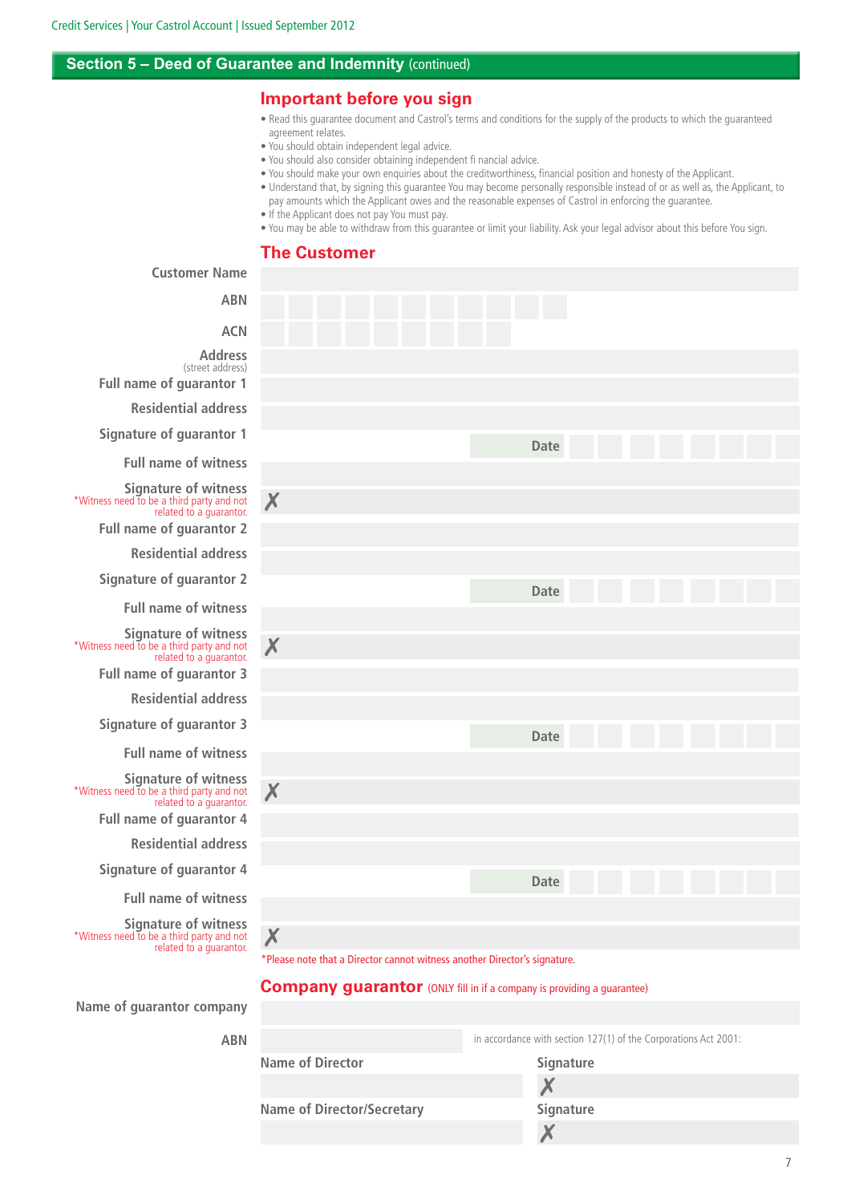## Section 5 – Deed of Guarantee and Indemnity (continued)

### Important before you sign

- Read this guarantee document and Castrol's terms and conditions for the supply of the products to which the guaranteed agreement relates.
- You should obtain independent legal advice.
- You should also consider obtaining independent fi nancial advice.
- You should make your own enquiries about the creditworthiness, financial position and honesty of the Applicant.
- Understand that, by signing this guarantee You may become personally responsible instead of or as well as, the Applicant, to pay amounts which the Applicant owes and the reasonable expenses of Castrol in enforcing the guarantee.
- If the Applicant does not pay You must pay.
- You may be able to withdraw from this guarantee or limit your liability. Ask your legal advisor about this before You sign.

### The Customer

Customer Name

ABN

ACN

Address (street address)

Full name of guarantor 1

Residential address

Signature of guarantor 1 &nbsp;&nbsp;&nbsp; Date

Full name of witness

Signature of witness ✗
*Witness need to be a third party and not related to a guarantor.

Full name of guarantor 2

Residential address

Signature of guarantor 2 &nbsp;&nbsp;&nbsp; Date

Full name of witness

Signature of witness ✗
*Witness need to be a third party and not related to a guarantor.

Full name of guarantor 3

Residential address

Signature of guarantor 3 &nbsp;&nbsp;&nbsp; Date

Full name of witness

Signature of witness ✗
*Witness need to be a third party and not related to a guarantor.

Full name of guarantor 4

Residential address

Signature of guarantor 4 &nbsp;&nbsp;&nbsp; Date

Full name of witness

Signature of witness ✗
*Witness need to be a third party and not related to a guarantor.

*Please note that a Director cannot witness another Director's signature.

### Company guarantor (ONLY fill in if a company is providing a guarantee)

Name of guarantor company

ABN &nbsp;&nbsp;&nbsp; in accordance with section 127(1) of the Corporations Act 2001:

| Name of Director | Signature |
|---|---|
| | ✗ |

| Name of Director/Secretary | Signature |
|---|---|
| | ✗ |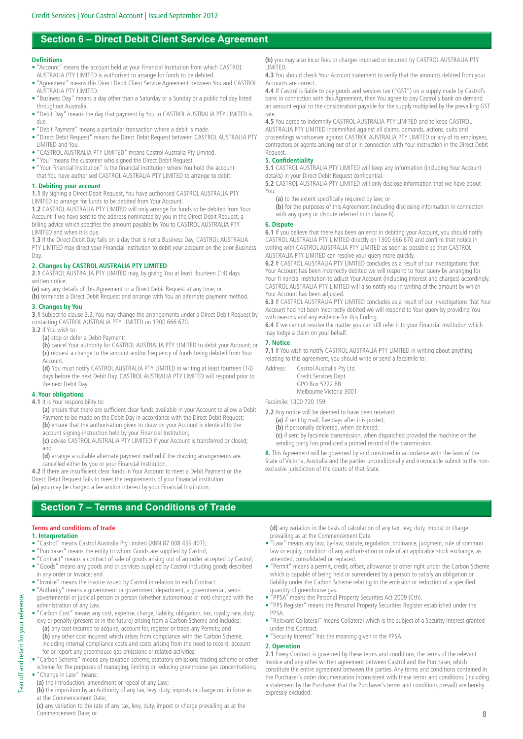## Section 6 – Direct Debit Client Service Agreement

**Definitions**

- "Account" means the account held at your Financial Institution from which CASTROL AUSTRALIA PTY LIMITED is authorised to arrange for funds to be debited.
- "Agreement" means this Direct Debit Client Service Agreement between You and CASTROL AUSTRALIA PTY LIMITED.
- "Business Day" means a day other than a Saturday or a Sunday or a public holiday listed throughout Australia.
- "Debit Day" means the day that payment by You to CASTROL AUSTRALIA PTY LIMITED is due.
- "Debit Payment" means a particular transaction where a debit is made.
- "Direct Debit Request" means the Direct Debit Request between CASTROL AUSTRALIA PTY LIMITED and You.
- "CASTROL AUSTRALIA PTY LIMITED" means Castrol Australia Pty Limited.
- "You" means the customer who signed the Direct Debit Request.
- "Your Financial Institution" is the financial institution where You hold the account that You have authorised CASTROL AUSTRALIA PTY LIMITED to arrange to debit.

**1. Debiting your account**

**1.1** By signing a Direct Debit Request, You have authorised CASTROL AUSTRALIA PTY LIMITED to arrange for funds to be debited from Your Account.

**1.2** CASTROL AUSTRALIA PTY LIMITED will only arrange for funds to be debited from Your Account if we have sent to the address nominated by you in the Direct Debit Request, a billing advice which specifies the amount payable by You to CASTROL AUSTRALIA PTY LIMITED and when it is due.

**1.3** If the Direct Debit Day falls on a day that is not a Business Day, CASTROL AUSTRALIA PTY LIMITED may direct your Financial Institution to debit your account on the prior Business Day.

**2. Changes by CASTROL AUSTRALIA PTY LIMITED**

**2.1** CASTROL AUSTRALIA PTY LIMITED may, by giving You at least fourteen (14) days written notice:

**(a)** vary any details of this Agreement or a Direct Debit Request at any time; or

**(b)** terminate a Direct Debit Request and arrange with You an alternate payment method.

**3. Changes by You**

**3.1** Subject to clause 3.2, You may change the arrangements under a Direct Debit Request by contacting CASTROL AUSTRALIA PTY LIMITED on 1300 666 670.

**3.2** If You wish to:

**(a)** stop or defer a Debit Payment;

**(b)** cancel Your authority for CASTROL AUSTRALIA PTY LIMITED to debit your Account; or

**(c)** request a change to the amount and/or frequency of funds being debited from Your Account,

**(d)** You must notify CASTROL AUSTRALIA PTY LIMITED in writing at least fourteen (14) days before the next Debit Day. CASTROL AUSTRALIA PTY LIMITED will respond prior to the next Debit Day.

**4. Your obligations**

**4.1** It is Your responsibility to:

**(a)** ensure that there are sufficient clear funds available in your Account to allow a Debit Payment to be made on the Debit Day in accordance with the Direct Debit Request;

**(b)** ensure that the authorisation given to draw on your Account is identical to the account signing instruction held by your Financial Institution;

**(c)** advise CASTROL AUSTRALIA PTY LIMITED if your Account is transferred or closed; and

**(d)** arrange a suitable alternate payment method if the drawing arrangements are cancelled either by you or your Financial Institution.

**4.2** If there are insufficient clear funds in Your Account to meet a Debit Payment or the Direct Debit Request fails to meet the requirements of your Financial institution:

**(a)** you may be charged a fee and/or interest by your Financial Institution;

**(b)** you may also incur fees or charges imposed or incurred by CASTROL AUSTRALIA PTY LIMITED.

**4.3** You should check Your Account statement to verify that the amounts debited from your Accounts are correct.

**4.4** If Castrol is liable to pay goods and services tax ("GST") on a supply made by Castrol's bank in connection with this Agreement, then You agree to pay Castrol's bank on demand an amount equal to the consideration payable for the supply multiplied by the prevailing GST rate.

**4.5** You agree to indemnify CASTROL AUSTRALIA PTY LIMITED and to keep CASTROL AUSTRALIA PTY LIMITED indemnified against all claims, demands, actions, suits and proceedings whatsoever against CASTROL AUSTRALIA PTY LIMITED or any of its employees, contractors or agents arising out of or in connection with Your instruction in the Direct Debit Request.

**5. Confidentiality**

**5.1** CASTROL AUSTRALIA PTY LIMITED will keep any information (including Your Account details) in your Direct Debit Request confidential.

**5.2** CASTROL AUSTRALIA PTY LIMITED will only disclose information that we have about You:

**(a)** to the extent specifically required by law; or

**(b)** for the purposes of this Agreement (including disclosing information in connection with any query or dispute referred to in clause 6).

**6. Dispute**

**6.1** If you believe that there has been an error in debiting your Account, you should notify CASTROL AUSTRALIA PTY LIMITED directly on 1300 666 670 and confirm that notice in writing with CASTROL AUSTRALIA PTY LIMITED as soon as possible so that CASTROL AUSTRALIA PTY LIMITED can resolve your query more quickly.

**6.2** If CASTROL AUSTRALIA PTY LIMITED concludes as a result of our investigations that Your Account has been incorrectly debited we will respond to Your query by arranging for Your fi nancial Institution to adjust Your Account (including interest and charges) accordingly. CASTROL AUSTRALIA PTY LIMITED will also notify you in writing of the amount by which Your Account has been adjusted.

**6.3** If CASTROL AUSTRALIA PTY LIMITED concludes as a result of our investigations that Your Account had not been incorrectly debited we will respond to Your query by providing You with reasons and any evidence for this finding.

**6.4** If we cannot resolve the matter you can still refer it to your Financial Institution which may lodge a claim on your behalf.

**7. Notice**

**7.1** If You wish to notify CASTROL AUSTRALIA PTY LIMITED in writing about anything relating to this agreement, you should write or send a facsimile to:

Address: Castrol Australia Pty Ltd
Credit Services Dept
GPO Box 5222 BB
Melbourne Victoria 3001

Facsimile: 1300 720 159

**7.2** Any notice will be deemed to have been received:

**(a)** if sent by mail, five days after it is posted;

**(b)** if personally delivered, when delivered;

**(c)** if sent by facsimile transmission, when dispatched provided the machine on the sending party has produced a printed record of the transmission.

**8.** This Agreement will be governed by and construed in accordance with the laws of the State of Victoria, Australia and the parties unconditionally and irrevocable submit to the non-exclusive jurisdiction of the courts of that State.

## Section 7 – Terms and Conditions of Trade

**Terms and conditions of trade**

**1. Interpretation**

- "Castrol" means Castrol Australia Pty Limited (ABN 87 008 459 407);
- "Purchaser" means the entity to whom Goods are supplied by Castrol;
- "Contract" means a contract of sale of goods arising out of an order accepted by Castrol;
- "Goods" means any goods and or services supplied by Castrol including goods described in any order or Invoice; and
- "Invoice" means the invoice issued by Castrol in relation to each Contract.
- "Authority" means a government or government department, a governmental, semi-governmental or judicial person or person (whether autonomous or not) charged with the administration of any Law.
- "Carbon Cost" means any cost, expense, charge, liability, obligation, tax, royalty rate, duty, levy or penalty (present or in the future) arising from a Carbon Scheme and includes:
  - **(a)** any cost incurred to acquire, account for, register or trade any Permits; and
  - **(b)** any other cost incurred which arises from compliance with the Carbon Scheme, including internal compliance costs and costs arising from the need to record, account for or report any greenhouse gas emissions or related activities;
- "Carbon Scheme" means any taxation scheme, statutory emissions trading scheme or other scheme for the purposes of managing, limiting or reducing greenhouse gas concentrations;
- "Change in Law" means:
  - **(a)** the introduction, amendment or repeal of any Law;
  - **(b)** the imposition by an Authority of any tax, levy, duty, imposts or charge not in force as at the Commencement Date;
  - **(c)** any variation to the rate of any tax, levy, duty, impost or charge prevailing as at the Commencement Date; or
  - **(d)** any variation in the basis of calculation of any tax, levy, duty, impost or charge prevailing as at the Commencement Date.
- "Law" means any law, by-law, statute, regulation, ordinance, judgment, rule of common law or equity, condition of any authorisation or rule of an applicable stock exchange, as amended, consolidated or replaced.
- "Permit" means a permit, credit, offset, allowance or other right under the Carbon Scheme which is capable of being held or surrendered by a person to satisfy an obligation or liability under the Carbon Scheme relating to the emission or reduction of a specified quantity of greenhouse gas.
- "PPSA" means the Personal Property Securities Act 2009 (Cth).
- "PPS Register" means the Personal Property Securities Register established under the PPSA.
- "Relevant Collateral" means Collateral which is the subject of a Security Interest granted under this Contract.
- "Security Interest" has the meaning given in the PPSA.

**2. Operation**

**2.1** Every Contract is governed by these terms and conditions, the terms of the relevant Invoice and any other written agreement between Castrol and the Purchaser, which constitute the entire agreement between the parties. Any terms and conditions contained in the Purchaser's order documentation inconsistent with these terms and conditions (including a statement by the Purchaser that the Purchaser's terms and conditions prevail) are hereby expressly excluded.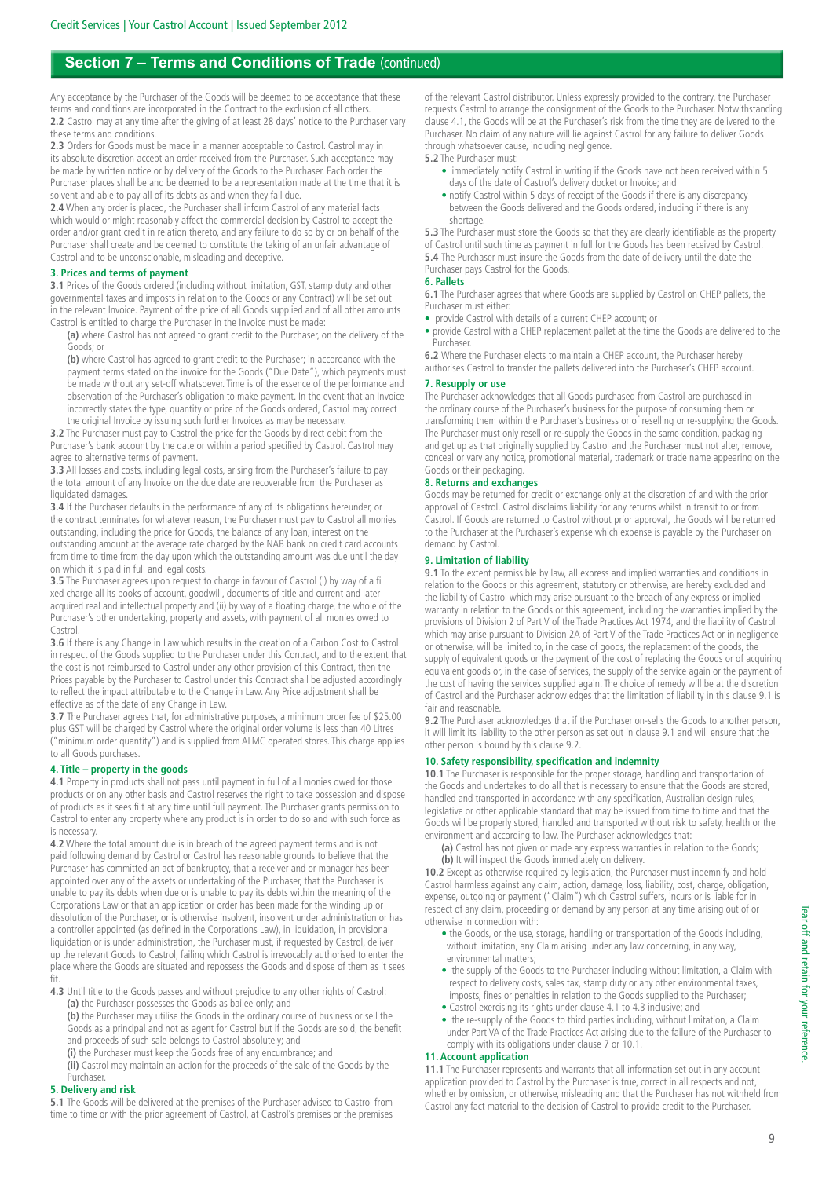## Section 7 – Terms and Conditions of Trade (continued)

Any acceptance by the Purchaser of the Goods will be deemed to be acceptance that these terms and conditions are incorporated in the Contract to the exclusion of all others.

**2.2** Castrol may at any time after the giving of at least 28 days' notice to the Purchaser vary these terms and conditions.

**2.3** Orders for Goods must be made in a manner acceptable to Castrol. Castrol may in its absolute discretion accept an order received from the Purchaser. Such acceptance may be made by written notice or by delivery of the Goods to the Purchaser. Each order the Purchaser places shall be and be deemed to be a representation made at the time that it is solvent and able to pay all of its debts as and when they fall due.

**2.4** When any order is placed, the Purchaser shall inform Castrol of any material facts which would or might reasonably affect the commercial decision by Castrol to accept the order and/or grant credit in relation thereto, and any failure to do so by or on behalf of the Purchaser shall create and be deemed to constitute the taking of an unfair advantage of Castrol and to be unconscionable, misleading and deceptive.

### 3. Prices and terms of payment

**3.1** Prices of the Goods ordered (including without limitation, GST, stamp duty and other governmental taxes and imposts in relation to the Goods or any Contract) will be set out in the relevant Invoice. Payment of the price of all Goods supplied and of all other amounts Castrol is entitled to charge the Purchaser in the Invoice must be made:

**(a)** where Castrol has not agreed to grant credit to the Purchaser, on the delivery of the Goods; or

**(b)** where Castrol has agreed to grant credit to the Purchaser; in accordance with the payment terms stated on the invoice for the Goods ("Due Date"), which payments must be made without any set-off whatsoever. Time is of the essence of the performance and observation of the Purchaser's obligation to make payment. In the event that an Invoice incorrectly states the type, quantity or price of the Goods ordered, Castrol may correct the original Invoice by issuing such further Invoices as may be necessary.

**3.2** The Purchaser must pay to Castrol the price for the Goods by direct debit from the Purchaser's bank account by the date or within a period specified by Castrol. Castrol may agree to alternative terms of payment.

**3.3** All losses and costs, including legal costs, arising from the Purchaser's failure to pay the total amount of any Invoice on the due date are recoverable from the Purchaser as liquidated damages.

**3.4** If the Purchaser defaults in the performance of any of its obligations hereunder, or the contract terminates for whatever reason, the Purchaser must pay to Castrol all monies outstanding, including the price for Goods, the balance of any loan, interest on the outstanding amount at the average rate charged by the NAB bank on credit card accounts from time to time from the day upon which the outstanding amount was due until the day on which it is paid in full and legal costs.

**3.5** The Purchaser agrees upon request to charge in favour of Castrol (i) by way of a fixed charge all its books of account, goodwill, documents of title and current and later acquired real and intellectual property and (ii) by way of a floating charge, the whole of the Purchaser's other undertaking, property and assets, with payment of all monies owed to Castrol.

**3.6** If there is any Change in Law which results in the creation of a Carbon Cost to Castrol in respect of the Goods supplied to the Purchaser under this Contract, and to the extent that the cost is not reimbursed to Castrol under any other provision of this Contract, then the Prices payable by the Purchaser to Castrol under this Contract shall be adjusted accordingly to reflect the impact attributable to the Change in Law. Any Price adjustment shall be effective as of the date of any Change in Law.

**3.7** The Purchaser agrees that, for administrative purposes, a minimum order fee of $25.00 plus GST will be charged by Castrol where the original order volume is less than 40 Litres ("minimum order quantity") and is supplied from ALMC operated stores. This charge applies to all Goods purchases.

### 4. Title – property in the goods

**4.1** Property in products shall not pass until payment in full of all monies owed for those products or on any other basis and Castrol reserves the right to take possession and dispose of products as it sees fit at any time until full payment. The Purchaser grants permission to Castrol to enter any property where any product is in order to do so and with such force as is necessary.

**4.2** Where the total amount due is in breach of the agreed payment terms and is not paid following demand by Castrol or Castrol has reasonable grounds to believe that the Purchaser has committed an act of bankruptcy, that a receiver and or manager has been appointed over any of the assets or undertaking of the Purchaser, that the Purchaser is unable to pay its debts when due or is unable to pay its debts within the meaning of the Corporations Law or that an application or order has been made for the winding up or dissolution of the Purchaser, or is otherwise insolvent, insolvent under administration or has a controller appointed (as defined in the Corporations Law), in liquidation, in provisional liquidation or is under administration, the Purchaser must, if requested by Castrol, deliver up the relevant Goods to Castrol, failing which Castrol is irrevocably authorised to enter the place where the Goods are situated and repossess the Goods and dispose of them as it sees fit.

**4.3** Until title to the Goods passes and without prejudice to any other rights of Castrol:

**(a)** the Purchaser possesses the Goods as bailee only; and

**(b)** the Purchaser may utilise the Goods in the ordinary course of business or sell the Goods as a principal and not as agent for Castrol but if the Goods are sold, the benefit and proceeds of such sale belongs to Castrol absolutely; and

**(i)** the Purchaser must keep the Goods free of any encumbrance; and

**(ii)** Castrol may maintain an action for the proceeds of the sale of the Goods by the Purchaser.

### 5. Delivery and risk

**5.1** The Goods will be delivered at the premises of the Purchaser advised to Castrol from time to time or with the prior agreement of Castrol, at Castrol's premises or the premises of the relevant Castrol distributor. Unless expressly provided to the contrary, the Purchaser requests Castrol to arrange the consignment of the Goods to the Purchaser. Notwithstanding clause 4.1, the Goods will be at the Purchaser's risk from the time they are delivered to the Purchaser. No claim of any nature will lie against Castrol for any failure to deliver Goods through whatsoever cause, including negligence.

**5.2** The Purchaser must:

- immediately notify Castrol in writing if the Goods have not been received within 5 days of the date of Castrol's delivery docket or Invoice; and
- notify Castrol within 5 days of receipt of the Goods if there is any discrepancy between the Goods delivered and the Goods ordered, including if there is any shortage.

**5.3** The Purchaser must store the Goods so that they are clearly identifiable as the property of Castrol until such time as payment in full for the Goods has been received by Castrol.

**5.4** The Purchaser must insure the Goods from the date of delivery until the date the Purchaser pays Castrol for the Goods.

### 6. Pallets

**6.1** The Purchaser agrees that where Goods are supplied by Castrol on CHEP pallets, the Purchaser must either:

- provide Castrol with details of a current CHEP account; or
- provide Castrol with a CHEP replacement pallet at the time the Goods are delivered to the Purchaser.

**6.2** Where the Purchaser elects to maintain a CHEP account, the Purchaser hereby authorises Castrol to transfer the pallets delivered into the Purchaser's CHEP account.

### 7. Resupply or use

The Purchaser acknowledges that all Goods purchased from Castrol are purchased in the ordinary course of the Purchaser's business for the purpose of consuming them or transforming them within the Purchaser's business or of reselling or re-supplying the Goods. The Purchaser must only resell or re-supply the Goods in the same condition, packaging and get up as that originally supplied by Castrol and the Purchaser must not alter, remove, conceal or vary any notice, promotional material, trademark or trade name appearing on the Goods or their packaging.

### 8. Returns and exchanges

Goods may be returned for credit or exchange only at the discretion of and with the prior approval of Castrol. Castrol disclaims liability for any returns whilst in transit to or from Castrol. If Goods are returned to Castrol without prior approval, the Goods will be returned to the Purchaser at the Purchaser's expense which expense is payable by the Purchaser on demand by Castrol.

### 9. Limitation of liability

**9.1** To the extent permissible by law, all express and implied warranties and conditions in relation to the Goods or this agreement, statutory or otherwise, are hereby excluded and the liability of Castrol which may arise pursuant to the breach of any express or implied warranty in relation to the Goods or this agreement, including the warranties implied by the provisions of Division 2 of Part V of the Trade Practices Act 1974, and the liability of Castrol which may arise pursuant to Division 2A of Part V of the Trade Practices Act or in negligence or otherwise, will be limited to, in the case of goods, the replacement of the goods, the supply of equivalent goods or the payment of the cost of replacing the Goods or of acquiring equivalent goods or, in the case of services, the supply of the service again or the payment of the cost of having the services supplied again. The choice of remedy will be at the discretion of Castrol and the Purchaser acknowledges that the limitation of liability in this clause 9.1 is fair and reasonable.

**9.2** The Purchaser acknowledges that if the Purchaser on-sells the Goods to another person, it will limit its liability to the other person as set out in clause 9.1 and will ensure that the other person is bound by this clause 9.2.

### 10. Safety responsibility, specification and indemnity

**10.1** The Purchaser is responsible for the proper storage, handling and transportation of the Goods and undertakes to do all that is necessary to ensure that the Goods are stored, handled and transported in accordance with any specification, Australian design rules, legislative or other applicable standard that may be issued from time to time and that the Goods will be properly stored, handled and transported without risk to safety, health or the environment and according to law. The Purchaser acknowledges that:

**(a)** Castrol has not given or made any express warranties in relation to the Goods;

**(b)** It will inspect the Goods immediately on delivery.

**10.2** Except as otherwise required by legislation, the Purchaser must indemnify and hold Castrol harmless against any claim, action, damage, loss, liability, cost, charge, obligation, expense, outgoing or payment ("Claim") which Castrol suffers, incurs or is liable for in respect of any claim, proceeding or demand by any person at any time arising out of or otherwise in connection with:

- the Goods, or the use, storage, handling or transportation of the Goods including, without limitation, any Claim arising under any law concerning, in any way, environmental matters;
- the supply of the Goods to the Purchaser including without limitation, a Claim with respect to delivery costs, sales tax, stamp duty or any other environmental taxes, imposts, fines or penalties in relation to the Goods supplied to the Purchaser;
- Castrol exercising its rights under clause 4.1 to 4.3 inclusive; and
- the re-supply of the Goods to third parties including, without limitation, a Claim under Part VA of the Trade Practices Act arising due to the failure of the Purchaser to comply with its obligations under clause 7 or 10.1.

### 11. Account application

**11.1** The Purchaser represents and warrants that all information set out in any account application provided to Castrol by the Purchaser is true, correct in all respects and not, whether by omission, or otherwise, misleading and that the Purchaser has not withheld from Castrol any fact material to the decision of Castrol to provide credit to the Purchaser.

Tear off and retain for your reference.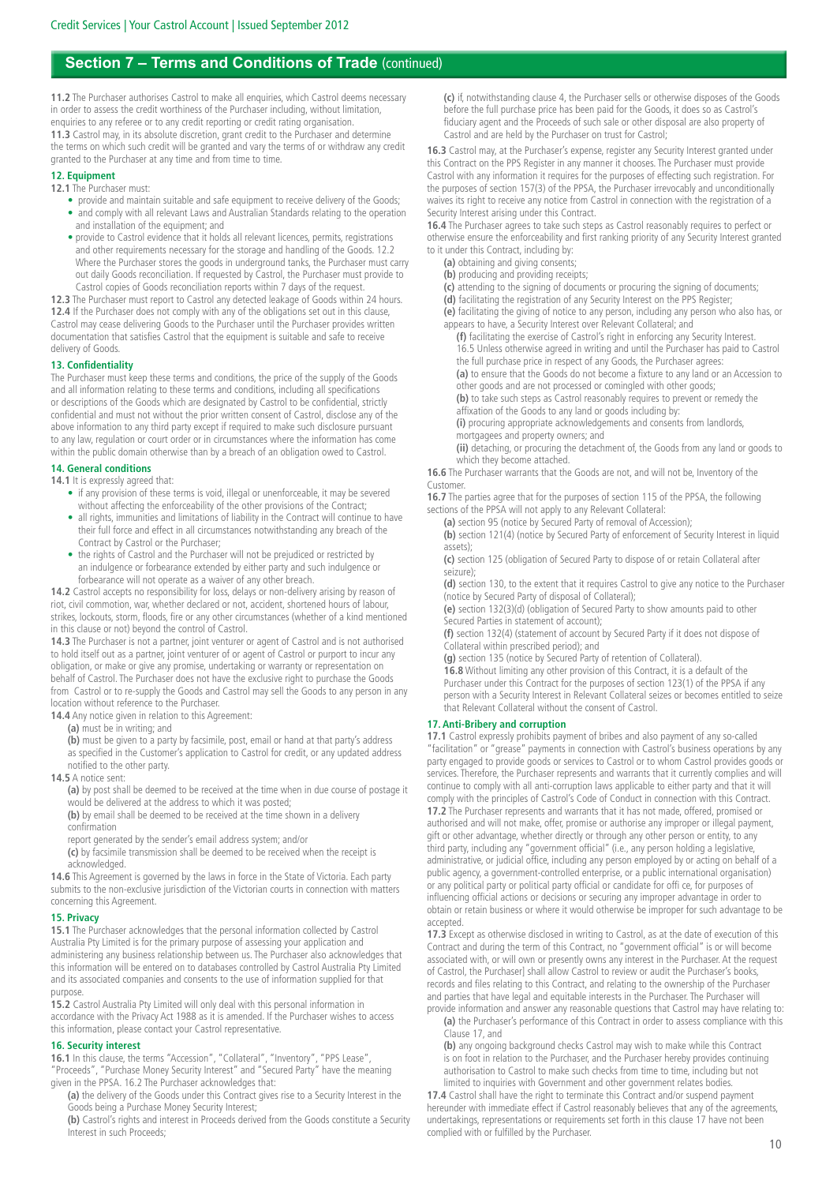## Section 7 – Terms and Conditions of Trade (continued)

**11.2** The Purchaser authorises Castrol to make all enquiries, which Castrol deems necessary in order to assess the credit worthiness of the Purchaser including, without limitation, enquiries to any referee or to any credit reporting or credit rating organisation.

**11.3** Castrol may, in its absolute discretion, grant credit to the Purchaser and determine the terms on which such credit will be granted and vary the terms of or withdraw any credit granted to the Purchaser at any time and from time to time.

### 12. Equipment

**12.1** The Purchaser must:

- provide and maintain suitable and safe equipment to receive delivery of the Goods;
- and comply with all relevant Laws and Australian Standards relating to the operation and installation of the equipment; and
- provide to Castrol evidence that it holds all relevant licences, permits, registrations and other requirements necessary for the storage and handling of the Goods. 12.2 Where the Purchaser stores the goods in underground tanks, the Purchaser must carry out daily Goods reconciliation. If requested by Castrol, the Purchaser must provide to Castrol copies of Goods reconciliation reports within 7 days of the request.

**12.3** The Purchaser must report to Castrol any detected leakage of Goods within 24 hours.

**12.4** If the Purchaser does not comply with any of the obligations set out in this clause, Castrol may cease delivering Goods to the Purchaser until the Purchaser provides written documentation that satisfies Castrol that the equipment is suitable and safe to receive delivery of Goods.

### 13. Confidentiality

The Purchaser must keep these terms and conditions, the price of the supply of the Goods and all information relating to these terms and conditions, including all specifications or descriptions of the Goods which are designated by Castrol to be confidential, strictly confidential and must not without the prior written consent of Castrol, disclose any of the above information to any third party except if required to make such disclosure pursuant to any law, regulation or court order or in circumstances where the information has come within the public domain otherwise than by a breach of an obligation owed to Castrol.

### 14. General conditions

**14.1** It is expressly agreed that:

- if any provision of these terms is void, illegal or unenforceable, it may be severed without affecting the enforceability of the other provisions of the Contract;
- all rights, immunities and limitations of liability in the Contract will continue to have their full force and effect in all circumstances notwithstanding any breach of the Contract by Castrol or the Purchaser;
- the rights of Castrol and the Purchaser will not be prejudiced or restricted by an indulgence or forbearance extended by either party and such indulgence or forbearance will not operate as a waiver of any other breach.

**14.2** Castrol accepts no responsibility for loss, delays or non-delivery arising by reason of riot, civil commotion, war, whether declared or not, accident, shortened hours of labour, strikes, lockouts, storm, floods, fire or any other circumstances (whether of a kind mentioned in this clause or not) beyond the control of Castrol.

**14.3** The Purchaser is not a partner, joint venturer or agent of Castrol and is not authorised to hold itself out as a partner, joint venturer of or agent of Castrol or purport to incur any obligation, or make or give any promise, undertaking or warranty or representation on behalf of Castrol. The Purchaser does not have the exclusive right to purchase the Goods from Castrol or to re-supply the Goods and Castrol may sell the Goods to any person in any location without reference to the Purchaser.

**14.4** Any notice given in relation to this Agreement:

**(a)** must be in writing; and

**(b)** must be given to a party by facsimile, post, email or hand at that party's address as specified in the Customer's application to Castrol for credit, or any updated address notified to the other party.

**14.5** A notice sent:

**(a)** by post shall be deemed to be received at the time when in due course of postage it would be delivered at the address to which it was posted;

**(b)** by email shall be deemed to be received at the time shown in a delivery confirmation

report generated by the sender's email address system; and/or

**(c)** by facsimile transmission shall be deemed to be received when the receipt is acknowledged.

**14.6** This Agreement is governed by the laws in force in the State of Victoria. Each party submits to the non-exclusive jurisdiction of the Victorian courts in connection with matters concerning this Agreement.

### 15. Privacy

**15.1** The Purchaser acknowledges that the personal information collected by Castrol Australia Pty Limited is for the primary purpose of assessing your application and administering any business relationship between us. The Purchaser also acknowledges that this information will be entered on to databases controlled by Castrol Australia Pty Limited and its associated companies and consents to the use of information supplied for that purpose.

**15.2** Castrol Australia Pty Limited will only deal with this personal information in accordance with the Privacy Act 1988 as it is amended. If the Purchaser wishes to access this information, please contact your Castrol representative.

### 16. Security interest

**16.1** In this clause, the terms "Accession", "Collateral", "Inventory", "PPS Lease", "Proceeds", "Purchase Money Security Interest" and "Secured Party" have the meaning given in the PPSA. 16.2 The Purchaser acknowledges that:

**(a)** the delivery of the Goods under this Contract gives rise to a Security Interest in the Goods being a Purchase Money Security Interest;

**(b)** Castrol's rights and interest in Proceeds derived from the Goods constitute a Security Interest in such Proceeds;

**(c)** if, notwithstanding clause 4, the Purchaser sells or otherwise disposes of the Goods before the full purchase price has been paid for the Goods, it does so as Castrol's fiduciary agent and the Proceeds of such sale or other disposal are also property of Castrol and are held by the Purchaser on trust for Castrol;

**16.3** Castrol may, at the Purchaser's expense, register any Security Interest granted under this Contract on the PPS Register in any manner it chooses. The Purchaser must provide Castrol with any information it requires for the purposes of effecting such registration. For the purposes of section 157(3) of the PPSA, the Purchaser irrevocably and unconditionally waives its right to receive any notice from Castrol in connection with the registration of a Security Interest arising under this Contract.

**16.4** The Purchaser agrees to take such steps as Castrol reasonably requires to perfect or otherwise ensure the enforceability and first ranking priority of any Security Interest granted to it under this Contract, including by:

**(a)** obtaining and giving consents;

**(b)** producing and providing receipts;

**(c)** attending to the signing of documents or procuring the signing of documents;

**(d)** facilitating the registration of any Security Interest on the PPS Register;

**(e)** facilitating the giving of notice to any person, including any person who also has, or appears to have, a Security Interest over Relevant Collateral; and

**(f)** facilitating the exercise of Castrol's right in enforcing any Security Interest.

16.5 Unless otherwise agreed in writing and until the Purchaser has paid to Castrol the full purchase price in respect of any Goods, the Purchaser agrees:

**(a)** to ensure that the Goods do not become a fixture to any land or an Accession to other goods and are not processed or comingled with other goods;

**(b)** to take such steps as Castrol reasonably requires to prevent or remedy the affixation of the Goods to any land or goods including by:

**(i)** procuring appropriate acknowledgements and consents from landlords, mortgagees and property owners; and

**(ii)** detaching, or procuring the detachment of, the Goods from any land or goods to which they become attached.

**16.6** The Purchaser warrants that the Goods are not, and will not be, Inventory of the Customer.

**16.7** The parties agree that for the purposes of section 115 of the PPSA, the following sections of the PPSA will not apply to any Relevant Collateral:

**(a)** section 95 (notice by Secured Party of removal of Accession);

**(b)** section 121(4) (notice by Secured Party of enforcement of Security Interest in liquid assets);

**(c)** section 125 (obligation of Secured Party to dispose of or retain Collateral after seizure);

**(d)** section 130, to the extent that it requires Castrol to give any notice to the Purchaser (notice by Secured Party of disposal of Collateral);

**(e)** section 132(3)(d) (obligation of Secured Party to show amounts paid to other Secured Parties in statement of account);

**(f)** section 132(4) (statement of account by Secured Party if it does not dispose of Collateral within prescribed period); and

**(g)** section 135 (notice by Secured Party of retention of Collateral).

**16.8** Without limiting any other provision of this Contract, it is a default of the Purchaser under this Contract for the purposes of section 123(1) of the PPSA if any person with a Security Interest in Relevant Collateral seizes or becomes entitled to seize that Relevant Collateral without the consent of Castrol.

### 17. Anti-Bribery and corruption

**17.1** Castrol expressly prohibits payment of bribes and also payment of any so-called "facilitation" or "grease" payments in connection with Castrol's business operations by any party engaged to provide goods or services to Castrol or to whom Castrol provides goods or services. Therefore, the Purchaser represents and warrants that it currently complies and will continue to comply with all anti-corruption laws applicable to either party and that it will comply with the principles of Castrol's Code of Conduct in connection with this Contract.

**17.2** The Purchaser represents and warrants that it has not made, offered, promised or authorised and will not make, offer, promise or authorise any improper or illegal payment, gift or other advantage, whether directly or through any other person or entity, to any third party, including any "government official" (i.e., any person holding a legislative, administrative, or judicial office, including any person employed by or acting on behalf of a public agency, a government-controlled enterprise, or a public international organisation) or any political party or political party official or candidate for offi ce, for purposes of influencing official actions or decisions or securing any improper advantage in order to obtain or retain business or where it would otherwise be improper for such advantage to be accepted.

**17.3** Except as otherwise disclosed in writing to Castrol, as at the date of execution of this Contract and during the term of this Contract, no "government official" is or will become associated with, or will own or presently owns any interest in the Purchaser. At the request of Castrol, the Purchaser] shall allow Castrol to review or audit the Purchaser's books, records and files relating to this Contract, and relating to the ownership of the Purchaser and parties that have legal and equitable interests in the Purchaser. The Purchaser will provide information and answer any reasonable questions that Castrol may have relating to:

**(a)** the Purchaser's performance of this Contract in order to assess compliance with this Clause 17, and

**(b)** any ongoing background checks Castrol may wish to make while this Contract is on foot in relation to the Purchaser, and the Purchaser hereby provides continuing authorisation to Castrol to make such checks from time to time, including but not limited to inquiries with Government and other government relates bodies.

**17.4** Castrol shall have the right to terminate this Contract and/or suspend payment hereunder with immediate effect if Castrol reasonably believes that any of the agreements, undertakings, representations or requirements set forth in this clause 17 have not been complied with or fulfilled by the Purchaser.